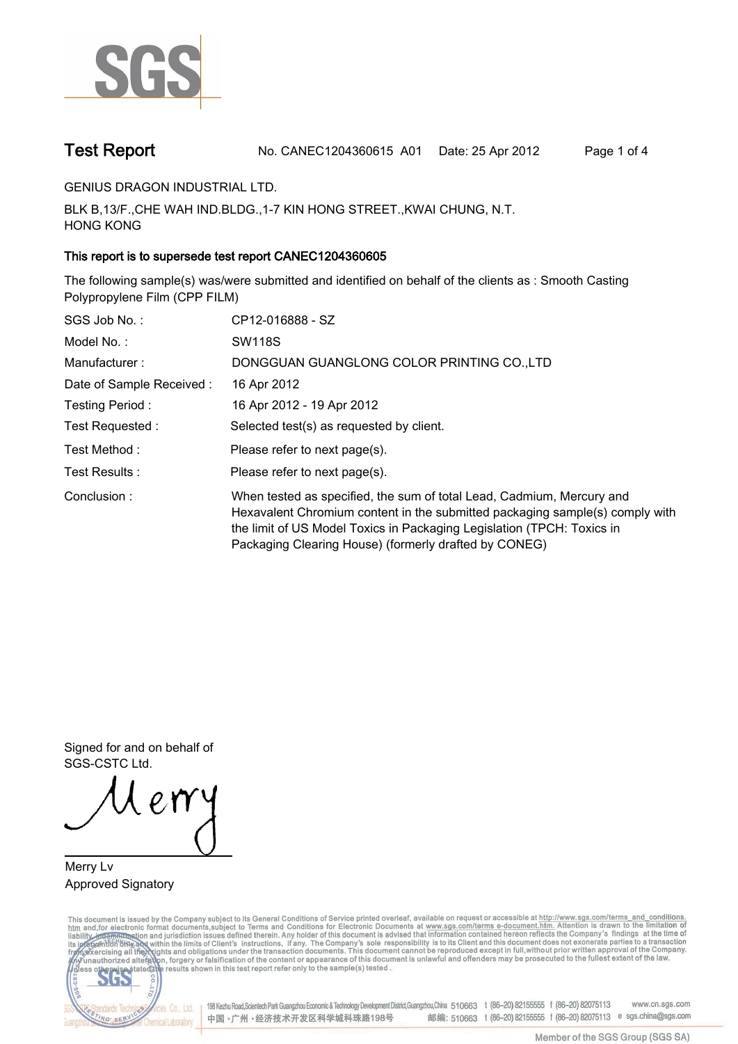# Test Report

No. CANEC1204360615 A01 Date: 25 Apr 2012

GENIUS DRAGON INDUSTRIAL LTD.

BLK B,13/F.,CHE WAH IND.BLDG.,1-7 KIN HONG STREET.,KWAI CHUNG, N.T.
HONG KONG

**This report is to supersede test report CANEC1204360605**

The following sample(s) was/were submitted and identified on behalf of the clients as : Smooth Casting Polypropylene Film (CPP FILM)

| | |
|---|---|
| SGS Job No. : | CP12-016888 - SZ |
| Model No. : | SW118S |
| Manufacturer : | DONGGUAN GUANGLONG COLOR PRINTING CO.,LTD |
| Date of Sample Received : | 16 Apr 2012 |
| Testing Period : | 16 Apr 2012 - 19 Apr 2012 |
| Test Requested : | Selected test(s) as requested by client. |
| Test Method : | Please refer to next page(s). |
| Test Results : | Please refer to next page(s). |
| Conclusion : | When tested as specified, the sum of total Lead, Cadmium, Mercury and Hexavalent Chromium content in the submitted packaging sample(s) comply with the limit of US Model Toxics in Packaging Legislation (TPCH: Toxics in Packaging Clearing House) (formerly drafted by CONEG) |

Signed for and on behalf of
SGS-CSTC Ltd.

Merry Lv
Approved Signatory

This document is issued by the Company subject to its General Conditions of Service printed overleaf, available on request or accessible at http://www.sgs.com/terms_and_conditions.htm and,for electronic format documents,subject to Terms and Conditions for Electronic Documents at www.sgs.com/terms_e-document.htm. Attention is drawn to the limitation of liability, indemnification and jurisdiction issues defined therein. Any holder of this document is advised that information contained hereon reflects the Company's findings at the time of its intervention only and within the limits of Client's instructions, if any. The Company's sole responsibility is to its Client and this document does not exonerate parties to a transaction from exercising all their rights and obligations under the transaction documents. This document cannot be reproduced except in full,without prior written approval of the Company. Any unauthorized alteration, forgery or falsification of the content or appearance of this document is unlawful and offenders may be prosecuted to the fullest extent of the law. Unless otherwise stated the results shown in this test report refer only to the sample(s) tested .

198 Kezhu Road,Scientech Park Guangzhou Economic & Technology Development District,Guangzhou,China 510663 t (86-20) 82155555 f (86-20) 82075113 www.cn.sgs.com
中国・广州・经济技术开发区科学城科珠路198号 邮编: 510663 t (86-20) 82155555 f (86-20) 82075113 e sgs.china@sgs.com

Member of the SGS Group (SGS SA)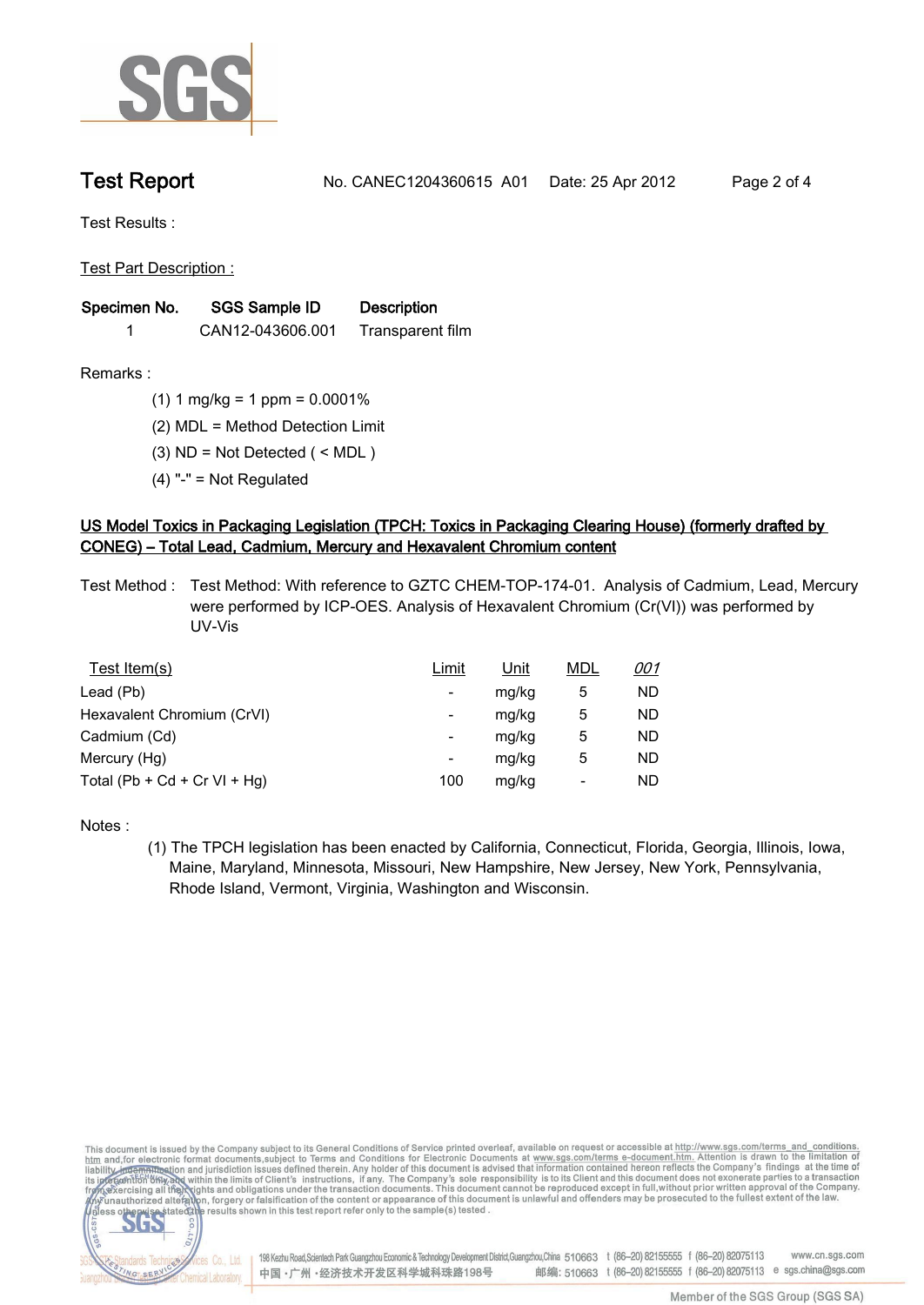# Test Report

No. CANEC1204360615 A01 Date: 25 Apr 2012

Test Results :

Test Part Description :

| Specimen No. | SGS Sample ID | Description |
|---|---|---|
| 1 | CAN12-043606.001 | Transparent film |

Remarks :

(1) 1 mg/kg = 1 ppm = 0.0001%

(2) MDL = Method Detection Limit

(3) ND = Not Detected ( < MDL )

(4) "-" = Not Regulated

## US Model Toxics in Packaging Legislation (TPCH: Toxics in Packaging Clearing House) (formerly drafted by CONEG) – Total Lead, Cadmium, Mercury and Hexavalent Chromium content

Test Method : Test Method: With reference to GZTC CHEM-TOP-174-01. Analysis of Cadmium, Lead, Mercury were performed by ICP-OES. Analysis of Hexavalent Chromium (Cr(VI)) was performed by UV-Vis

| Test Item(s) | Limit | Unit | MDL | *001* |
|---|---|---|---|---|
| Lead (Pb) | - | mg/kg | 5 | ND |
| Hexavalent Chromium (CrVI) | - | mg/kg | 5 | ND |
| Cadmium (Cd) | - | mg/kg | 5 | ND |
| Mercury (Hg) | - | mg/kg | 5 | ND |
| Total (Pb + Cd + Cr VI + Hg) | 100 | mg/kg | - | ND |

Notes :

(1) The TPCH legislation has been enacted by California, Connecticut, Florida, Georgia, Illinois, Iowa, Maine, Maryland, Minnesota, Missouri, New Hampshire, New Jersey, New York, Pennsylvania, Rhode Island, Vermont, Virginia, Washington and Wisconsin.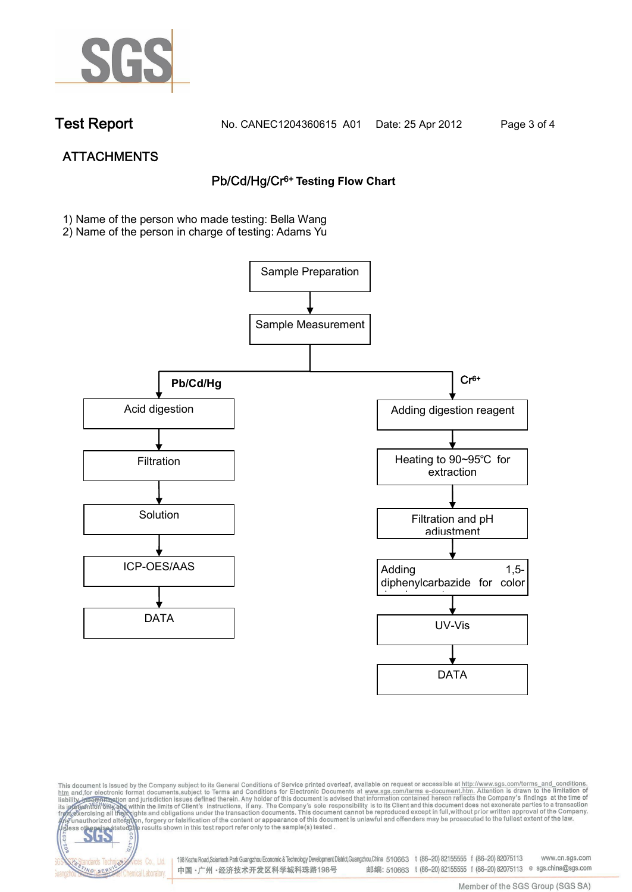**Test Report** No. CANEC1204360615 A01 Date: 25 Apr 2012

## ATTACHMENTS

### Pb/Cd/Hg/$Cr^{6+}$ Testing Flow Chart

1) Name of the person who made testing: Bella Wang
2) Name of the person in charge of testing: Adams Yu

Sample Preparation
↓
Sample Measurement

**Pb/Cd/Hg**

Acid digestion
↓
Filtration
↓
Solution
↓
ICP-OES/AAS
↓
DATA

**$Cr^{6+}$**

Adding digestion reagent
↓
Heating to 90~95℃ for extraction
↓
Filtration and pH adjustment
↓
Adding 1,5-diphenylcarbazide for color development
↓
UV-Vis
↓
DATA

This document is issued by the Company subject to its General Conditions of Service printed overleaf, available on request or accessible at http://www.sgs.com/terms_and_conditions.htm and,for electronic format documents,subject to Terms and Conditions for Electronic Documents at www.sgs.com/terms_e-document.htm. Attention is drawn to the limitation of liability, indemnification and jurisdiction issues defined therein. Any holder of this document is advised that information contained hereon reflects the Company's findings at the time of its intervention only and within the limits of Client's instructions, if any. The Company's sole responsibility is to its Client and this document does not exonerate parties to a transaction from exercising all their rights and obligations under the transaction documents. This document cannot be reproduced except in full,without prior written approval of the Company. Any unauthorized alteration, forgery or falsification of the content or appearance of this document is unlawful and offenders may be prosecuted to the fullest extent of the law. Unless otherwise stated the results shown in this test report refer only to the sample(s) tested .

198 Kezhu Road,Scientech Park Guangzhou Economic & Technology Development District,Guangzhou,China 510663 t (86–20) 82155555 f (86–20) 82075113 www.cn.sgs.com
中国·广州·经济技术开发区科学城科珠路198号 邮编: 510663 t (86–20) 82155555 f (86–20) 82075113 e sgs.china@sgs.com

Member of the SGS Group (SGS SA)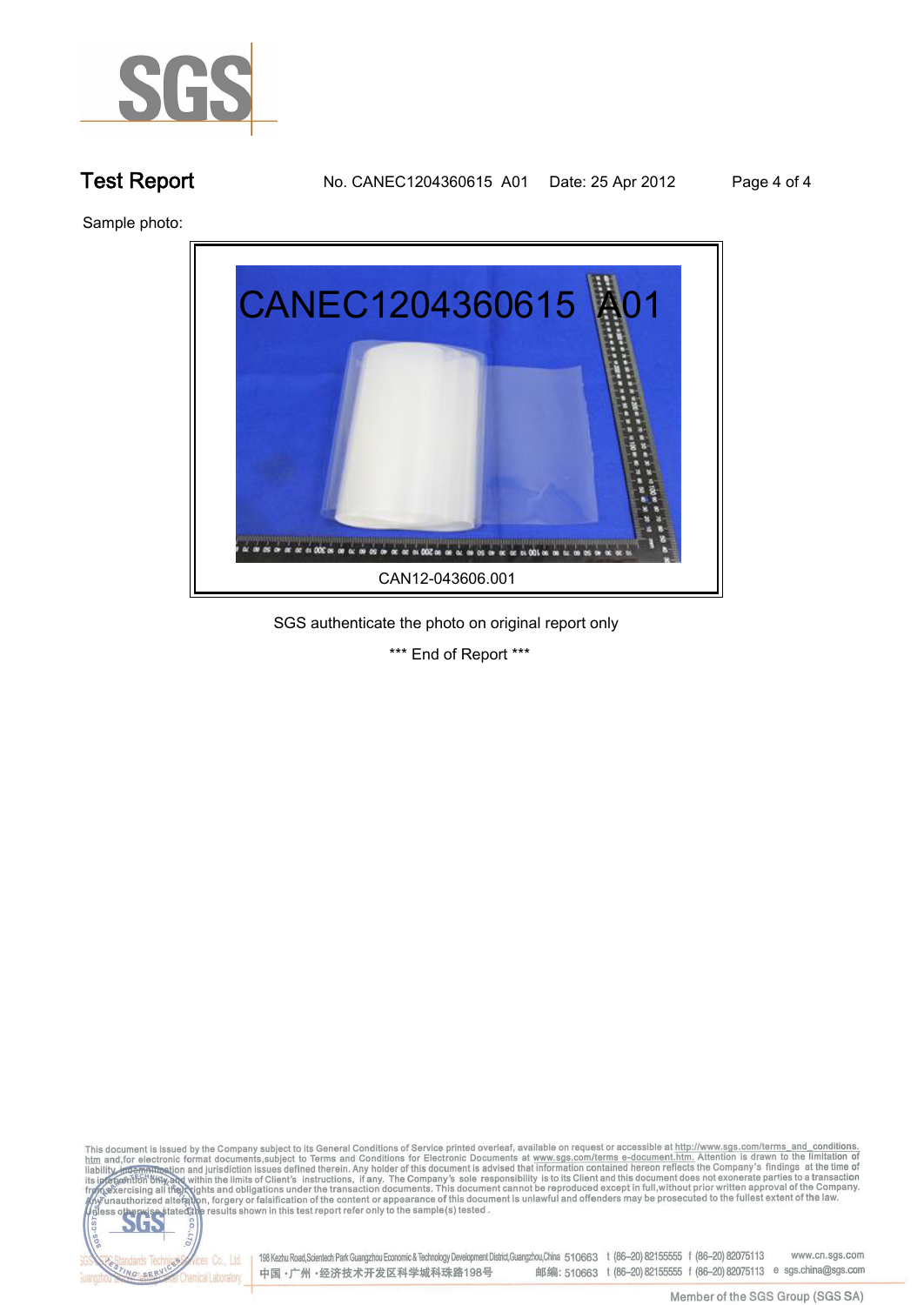# Test Report

No. CANEC1204360615 A01 Date: 25 Apr 2012

Sample photo:

CANEC1204360615 A01

CAN12-043606.001

SGS authenticate the photo on original report only

\*\*\* End of Report \*\*\*

This document is issued by the Company subject to its General Conditions of Service printed overleaf, available on request or accessible at http://www.sgs.com/terms_and_conditions.htm and,for electronic format documents,subject to Terms and Conditions for Electronic Documents at www.sgs.com/terms_e-document.htm. Attention is drawn to the limitation of liability, indemnification and jurisdiction issues defined therein. Any holder of this document is advised that information contained hereon reflects the Company's findings at the time of its intervention only and within the limits of Client's instructions, if any. The Company's sole responsibility is to its Client and this document does not exonerate parties to a transaction from exercising all their rights and obligations under the transaction documents. This document cannot be reproduced except in full,without prior written approval of the Company. Any unauthorized alteration, forgery or falsification of the content or appearance of this document is unlawful and offenders may be prosecuted to the fullest extent of the law. Unless otherwise stated the results shown in this test report refer only to the sample(s) tested .

198 Kezhu Road,Scientech Park Guangzhou Economic & Technology Development District,Guangzhou,China 510663 t (86–20) 82155555 f (86–20) 82075113 www.cn.sgs.com

中国 ·广州 ·经济技术开发区科学城科珠路198号 邮编: 510663 t (86–20) 82155555 f (86–20) 82075113 e sgs.china@sgs.com

Member of the SGS Group (SGS SA)